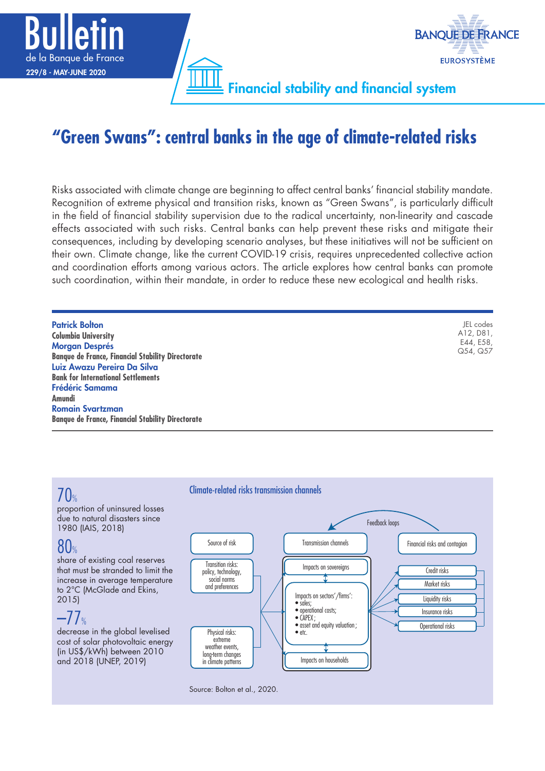Bulletin de la Banque de France
229/8 - MAY-JUNE 2020

Financial stability and financial system

# "Green Swans": central banks in the age of climate-related risks

Risks associated with climate change are beginning to affect central banks' financial stability mandate. Recognition of extreme physical and transition risks, known as "Green Swans", is particularly difficult in the field of financial stability supervision due to the radical uncertainty, non-linearity and cascade effects associated with such risks. Central banks can help prevent these risks and mitigate their consequences, including by developing scenario analyses, but these initiatives will not be sufficient on their own. Climate change, like the current COVID-19 crisis, requires unprecedented collective action and coordination efforts among various actors. The article explores how central banks can promote such coordination, within their mandate, in order to reduce these new ecological and health risks.

**Patrick Bolton**
**Columbia University**
**Morgan Després**
**Banque de France, Financial Stability Directorate**
**Luiz Awazu Pereira Da Silva**
**Bank for International Settlements**
**Frédéric Samama**
**Amundi**
**Romain Svartzman**
**Banque de France, Financial Stability Directorate**

JEL codes
A12, D81,
E44, E58,
Q54, Q57

**70%**
proportion of uninsured losses due to natural disasters since 1980 (IAIS, 2018)

**80%**
share of existing coal reserves that must be stranded to limit the increase in average temperature to 2°C (McGlade and Ekins, 2015)

**–77%**
decrease in the global levelised cost of solar photovoltaic energy (in US$/kWh) between 2010 and 2018 (UNEP, 2019)

**Climate-related risks transmission channels**

| Source of risk | Transmission channels | Financial risks and contagion |
| --- | --- | --- |
| Transition risks: policy, technology, social norms and preferences | Impacts on sovereigns | Credit risks |
| Physical risks: extreme weather events, long-term changes in climate patterns | Impacts on sectors'/firms': • sales; • operational costs; • CAPEX; • asset and equity valuation; • etc. | Market risks |
| | Impacts on households | Liquidity risks |
| | | Insurance risks |
| | | Operational risks |

Feedback loops (from financial risks and contagion back to transmission channels)

Source: Bolton et al., 2020.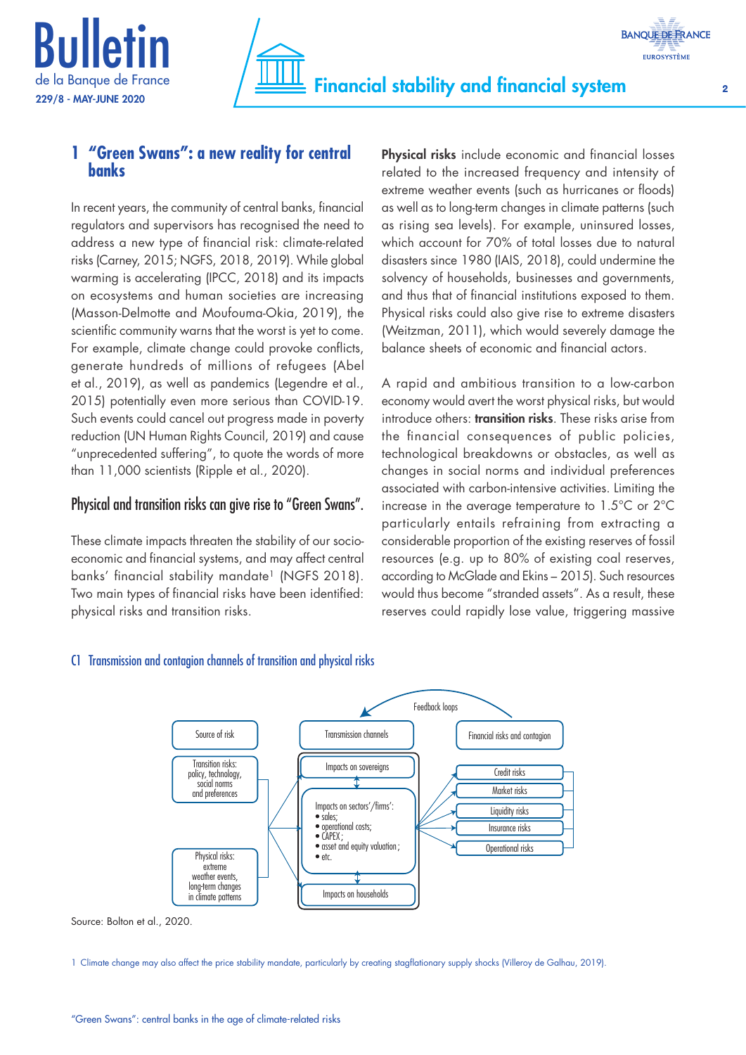## 1 "Green Swans": a new reality for central banks

In recent years, the community of central banks, financial regulators and supervisors has recognised the need to address a new type of financial risk: climate-related risks (Carney, 2015; NGFS, 2018, 2019). While global warming is accelerating (IPCC, 2018) and its impacts on ecosystems and human societies are increasing (Masson-Delmotte and Moufouma-Okia, 2019), the scientific community warns that the worst is yet to come. For example, climate change could provoke conflicts, generate hundreds of millions of refugees (Abel et al., 2019), as well as pandemics (Legendre et al., 2015) potentially even more serious than COVID-19. Such events could cancel out progress made in poverty reduction (UN Human Rights Council, 2019) and cause "unprecedented suffering", to quote the words of more than 11,000 scientists (Ripple et al., 2020).

### Physical and transition risks can give rise to "Green Swans".

These climate impacts threaten the stability of our socio-economic and financial systems, and may affect central banks' financial stability mandate[1] (NGFS 2018). Two main types of financial risks have been identified: physical risks and transition risks.

**Physical risks** include economic and financial losses related to the increased frequency and intensity of extreme weather events (such as hurricanes or floods) as well as to long-term changes in climate patterns (such as rising sea levels). For example, uninsured losses, which account for 70% of total losses due to natural disasters since 1980 (IAIS, 2018), could undermine the solvency of households, businesses and governments, and thus that of financial institutions exposed to them. Physical risks could also give rise to extreme disasters (Weitzman, 2011), which would severely damage the balance sheets of economic and financial actors.

A rapid and ambitious transition to a low-carbon economy would avert the worst physical risks, but would introduce others: **transition risks**. These risks arise from the financial consequences of public policies, technological breakdowns or obstacles, as well as changes in social norms and individual preferences associated with carbon-intensive activities. Limiting the increase in the average temperature to 1.5°C or 2°C particularly entails refraining from extracting a considerable proportion of the existing reserves of fossil resources (e.g. up to 80% of existing coal reserves, according to McGlade and Ekins – 2015). Such resources would thus become "stranded assets". As a result, these reserves could rapidly lose value, triggering massive

C1 Transmission and contagion channels of transition and physical risks

- Source of risk
  - Transition risks: policy, technology, social norms and preferences
  - Physical risks: extreme weather events, long-term changes in climate patterns
- Transmission channels
  - Impacts on sovereigns
  - Impacts on sectors'/firms': • sales; • operational costs; • CAPEX; • asset and equity valuation; • etc.
  - Impacts on households
- Financial risks and contagion
  - Credit risks
  - Market risks
  - Liquidity risks
  - Insurance risks
  - Operational risks
- Feedback loops

Source: Bolton et al., 2020.

[1] Climate change may also affect the price stability mandate, particularly by creating stagflationary supply shocks (Villeroy de Galhau, 2019).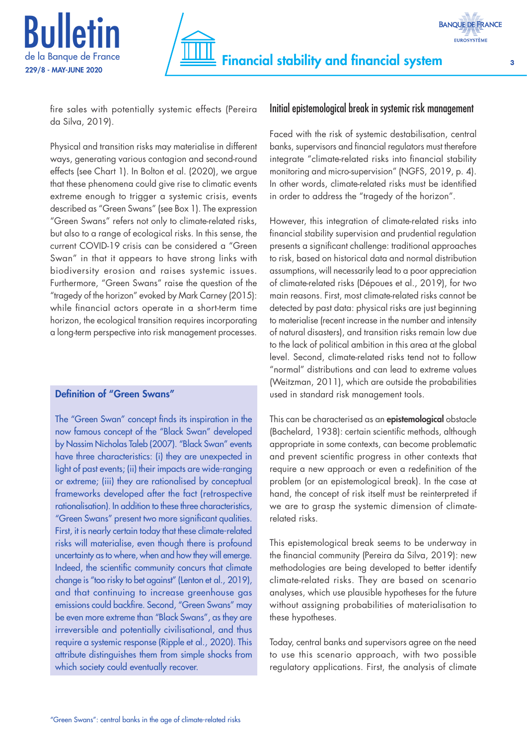fire sales with potentially systemic effects (Pereira da Silva, 2019).

Physical and transition risks may materialise in different ways, generating various contagion and second-round effects (see Chart 1). In Bolton et al. (2020), we argue that these phenomena could give rise to climatic events extreme enough to trigger a systemic crisis, events described as "Green Swans" (see Box 1). The expression "Green Swans" refers not only to climate-related risks, but also to a range of ecological risks. In this sense, the current COVID-19 crisis can be considered a "Green Swan" in that it appears to have strong links with biodiversity erosion and raises systemic issues. Furthermore, "Green Swans" raise the question of the "tragedy of the horizon" evoked by Mark Carney (2015): while financial actors operate in a short-term time horizon, the ecological transition requires incorporating a long-term perspective into risk management processes.

### Definition of "Green Swans"

The "Green Swan" concept finds its inspiration in the now famous concept of the "Black Swan" developed by Nassim Nicholas Taleb (2007). "Black Swan" events have three characteristics: (i) they are unexpected in light of past events; (ii) their impacts are wide-ranging or extreme; (iii) they are rationalised by conceptual frameworks developed after the fact (retrospective rationalisation). In addition to these three characteristics, "Green Swans" present two more significant qualities. First, it is nearly certain today that these climate-related risks will materialise, even though there is profound uncertainty as to where, when and how they will emerge. Indeed, the scientific community concurs that climate change is "too risky to bet against" (Lenton et al., 2019), and that continuing to increase greenhouse gas emissions could backfire. Second, "Green Swans" may be even more extreme than "Black Swans", as they are irreversible and potentially civilisational, and thus require a systemic response (Ripple et al., 2020). This attribute distinguishes them from simple shocks from which society could eventually recover.

## Initial epistemological break in systemic risk management

Faced with the risk of systemic destabilisation, central banks, supervisors and financial regulators must therefore integrate "climate-related risks into financial stability monitoring and micro-supervision" (NGFS, 2019, p. 4). In other words, climate-related risks must be identified in order to address the "tragedy of the horizon".

However, this integration of climate-related risks into financial stability supervision and prudential regulation presents a significant challenge: traditional approaches to risk, based on historical data and normal distribution assumptions, will necessarily lead to a poor appreciation of climate-related risks (Dépoues et al., 2019), for two main reasons. First, most climate-related risks cannot be detected by past data: physical risks are just beginning to materialise (recent increase in the number and intensity of natural disasters), and transition risks remain low due to the lack of political ambition in this area at the global level. Second, climate-related risks tend not to follow "normal" distributions and can lead to extreme values (Weitzman, 2011), which are outside the probabilities used in standard risk management tools.

This can be characterised as an **epistemological** obstacle (Bachelard, 1938): certain scientific methods, although appropriate in some contexts, can become problematic and prevent scientific progress in other contexts that require a new approach or even a redefinition of the problem (or an epistemological break). In the case at hand, the concept of risk itself must be reinterpreted if we are to grasp the systemic dimension of climate-related risks.

This epistemological break seems to be underway in the financial community (Pereira da Silva, 2019): new methodologies are being developed to better identify climate-related risks. They are based on scenario analyses, which use plausible hypotheses for the future without assigning probabilities of materialisation to these hypotheses.

Today, central banks and supervisors agree on the need to use this scenario approach, with two possible regulatory applications. First, the analysis of climate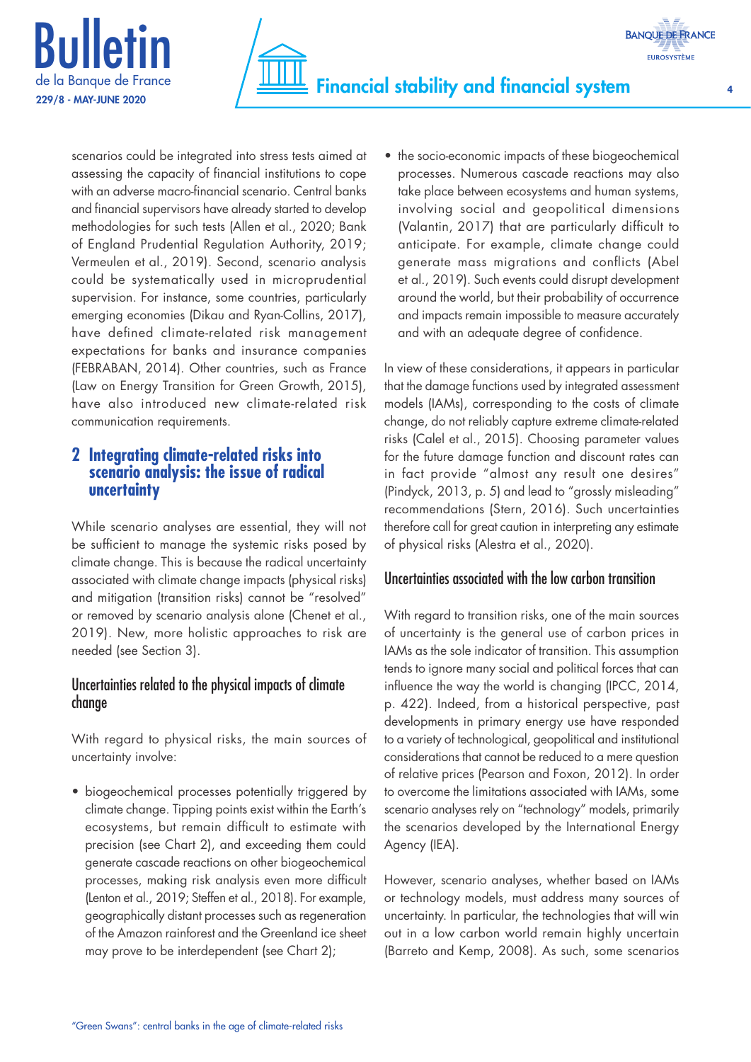scenarios could be integrated into stress tests aimed at assessing the capacity of financial institutions to cope with an adverse macro-financial scenario. Central banks and financial supervisors have already started to develop methodologies for such tests (Allen et al., 2020; Bank of England Prudential Regulation Authority, 2019; Vermeulen et al., 2019). Second, scenario analysis could be systematically used in microprudential supervision. For instance, some countries, particularly emerging economies (Dikau and Ryan-Collins, 2017), have defined climate-related risk management expectations for banks and insurance companies (FEBRABAN, 2014). Other countries, such as France (Law on Energy Transition for Green Growth, 2015), have also introduced new climate-related risk communication requirements.

## 2 Integrating climate-related risks into scenario analysis: the issue of radical uncertainty

While scenario analyses are essential, they will not be sufficient to manage the systemic risks posed by climate change. This is because the radical uncertainty associated with climate change impacts (physical risks) and mitigation (transition risks) cannot be "resolved" or removed by scenario analysis alone (Chenet et al., 2019). New, more holistic approaches to risk are needed (see Section 3).

### Uncertainties related to the physical impacts of climate change

With regard to physical risks, the main sources of uncertainty involve:

- biogeochemical processes potentially triggered by climate change. Tipping points exist within the Earth's ecosystems, but remain difficult to estimate with precision (see Chart 2), and exceeding them could generate cascade reactions on other biogeochemical processes, making risk analysis even more difficult (Lenton et al., 2019; Steffen et al., 2018). For example, geographically distant processes such as regeneration of the Amazon rainforest and the Greenland ice sheet may prove to be interdependent (see Chart 2);
- the socio-economic impacts of these biogeochemical processes. Numerous cascade reactions may also take place between ecosystems and human systems, involving social and geopolitical dimensions (Valantin, 2017) that are particularly difficult to anticipate. For example, climate change could generate mass migrations and conflicts (Abel et al., 2019). Such events could disrupt development around the world, but their probability of occurrence and impacts remain impossible to measure accurately and with an adequate degree of confidence.

In view of these considerations, it appears in particular that the damage functions used by integrated assessment models (IAMs), corresponding to the costs of climate change, do not reliably capture extreme climate-related risks (Calel et al., 2015). Choosing parameter values for the future damage function and discount rates can in fact provide "almost any result one desires" (Pindyck, 2013, p. 5) and lead to "grossly misleading" recommendations (Stern, 2016). Such uncertainties therefore call for great caution in interpreting any estimate of physical risks (Alestra et al., 2020).

### Uncertainties associated with the low carbon transition

With regard to transition risks, one of the main sources of uncertainty is the general use of carbon prices in IAMs as the sole indicator of transition. This assumption tends to ignore many social and political forces that can influence the way the world is changing (IPCC, 2014, p. 422). Indeed, from a historical perspective, past developments in primary energy use have responded to a variety of technological, geopolitical and institutional considerations that cannot be reduced to a mere question of relative prices (Pearson and Foxon, 2012). In order to overcome the limitations associated with IAMs, some scenario analyses rely on "technology" models, primarily the scenarios developed by the International Energy Agency (IEA).

However, scenario analyses, whether based on IAMs or technology models, must address many sources of uncertainty. In particular, the technologies that will win out in a low carbon world remain highly uncertain (Barreto and Kemp, 2008). As such, some scenarios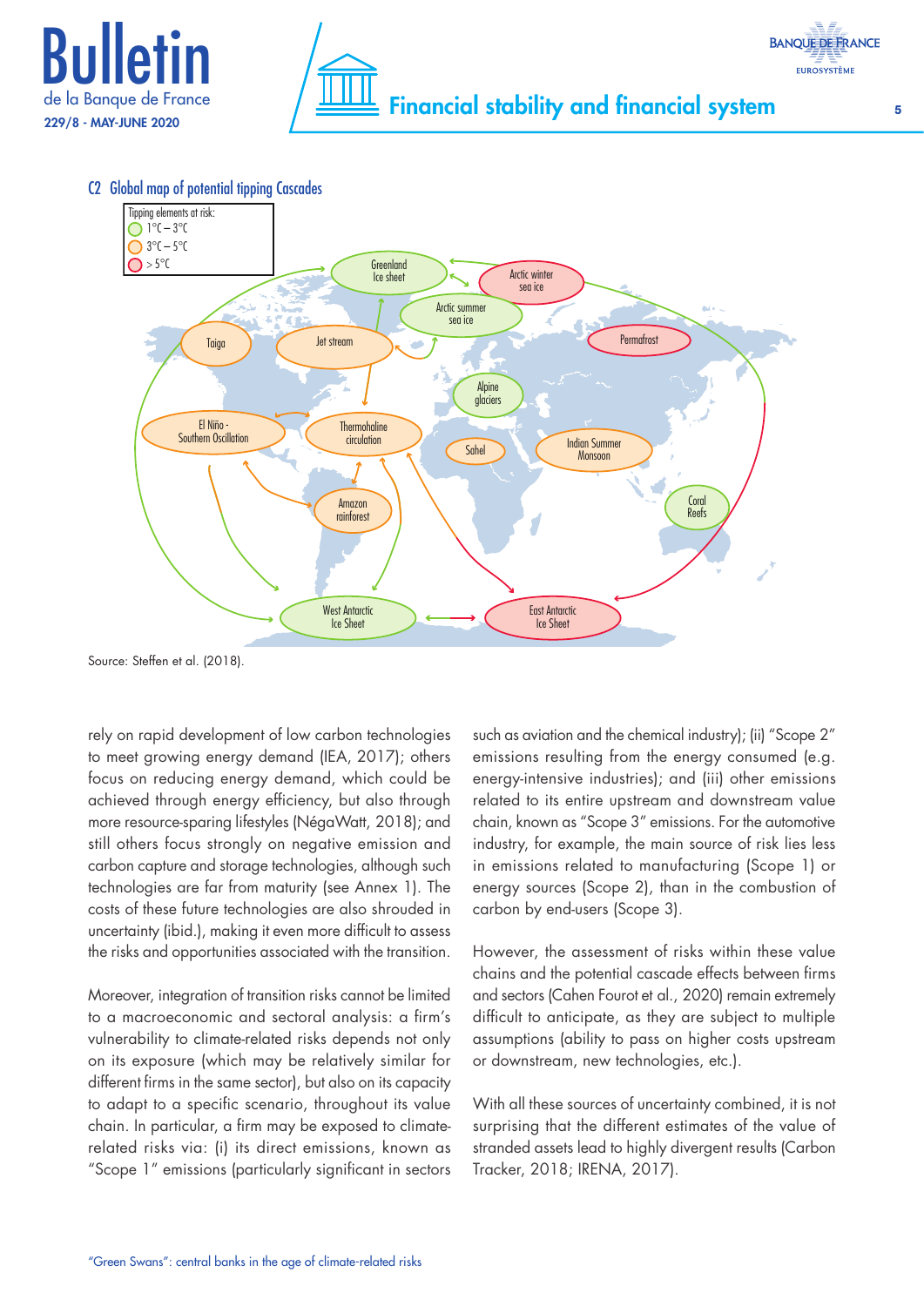C2 Global map of potential tipping Cascades

Tipping elements at risk:
- 1°C – 3°C
- 3°C – 5°C
- > 5°C

Greenland Ice sheet; Arctic winter sea ice; Arctic summer sea ice; Permafrost; Taiga; Jet stream; Alpine glaciers; El Niño - Southern Oscillation; Thermohaline circulation; Sahel; Indian Summer Monsoon; Amazon rainforest; Coral Reefs; West Antarctic Ice Sheet; East Antarctic Ice Sheet

Source: Steffen et al. (2018).

rely on rapid development of low carbon technologies to meet growing energy demand (IEA, 2017); others focus on reducing energy demand, which could be achieved through energy efficiency, but also through more resource-sparing lifestyles (NégaWatt, 2018); and still others focus strongly on negative emission and carbon capture and storage technologies, although such technologies are far from maturity (see Annex 1). The costs of these future technologies are also shrouded in uncertainty (ibid.), making it even more difficult to assess the risks and opportunities associated with the transition.

Moreover, integration of transition risks cannot be limited to a macroeconomic and sectoral analysis: a firm's vulnerability to climate-related risks depends not only on its exposure (which may be relatively similar for different firms in the same sector), but also on its capacity to adapt to a specific scenario, throughout its value chain. In particular, a firm may be exposed to climate-related risks via: (i) its direct emissions, known as "Scope 1" emissions (particularly significant in sectors such as aviation and the chemical industry); (ii) "Scope 2" emissions resulting from the energy consumed (e.g. energy-intensive industries); and (iii) other emissions related to its entire upstream and downstream value chain, known as "Scope 3" emissions. For the automotive industry, for example, the main source of risk lies less in emissions related to manufacturing (Scope 1) or energy sources (Scope 2), than in the combustion of carbon by end-users (Scope 3).

However, the assessment of risks within these value chains and the potential cascade effects between firms and sectors (Cahen Fourot et al., 2020) remain extremely difficult to anticipate, as they are subject to multiple assumptions (ability to pass on higher costs upstream or downstream, new technologies, etc.).

With all these sources of uncertainty combined, it is not surprising that the different estimates of the value of stranded assets lead to highly divergent results (Carbon Tracker, 2018; IRENA, 2017).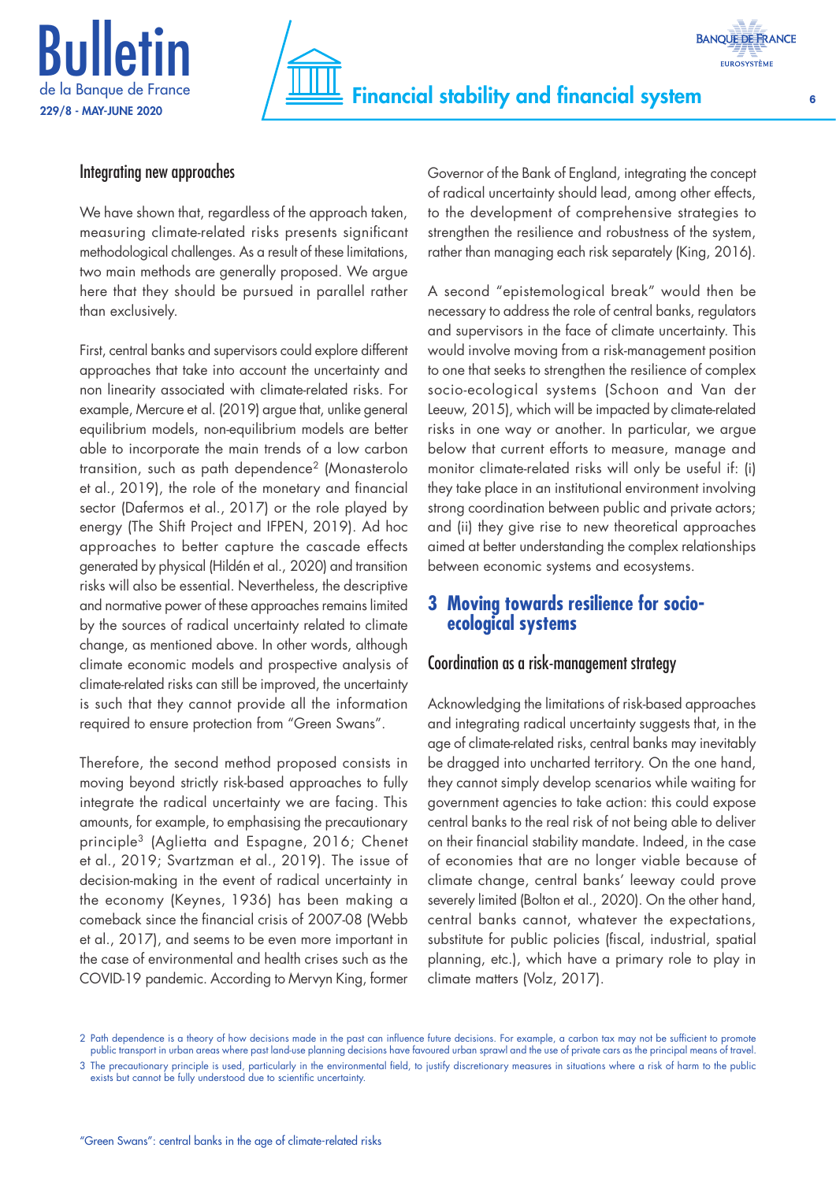### Integrating new approaches

We have shown that, regardless of the approach taken, measuring climate-related risks presents significant methodological challenges. As a result of these limitations, two main methods are generally proposed. We argue here that they should be pursued in parallel rather than exclusively.

First, central banks and supervisors could explore different approaches that take into account the uncertainty and non linearity associated with climate-related risks. For example, Mercure et al. (2019) argue that, unlike general equilibrium models, non-equilibrium models are better able to incorporate the main trends of a low carbon transition, such as path dependence[2] (Monasterolo et al., 2019), the role of the monetary and financial sector (Dafermos et al., 2017) or the role played by energy (The Shift Project and IFPEN, 2019). Ad hoc approaches to better capture the cascade effects generated by physical (Hildén et al., 2020) and transition risks will also be essential. Nevertheless, the descriptive and normative power of these approaches remains limited by the sources of radical uncertainty related to climate change, as mentioned above. In other words, although climate economic models and prospective analysis of climate-related risks can still be improved, the uncertainty is such that they cannot provide all the information required to ensure protection from "Green Swans".

Therefore, the second method proposed consists in moving beyond strictly risk-based approaches to fully integrate the radical uncertainty we are facing. This amounts, for example, to emphasising the precautionary principle[3] (Aglietta and Espagne, 2016; Chenet et al., 2019; Svartzman et al., 2019). The issue of decision-making in the event of radical uncertainty in the economy (Keynes, 1936) has been making a comeback since the financial crisis of 2007-08 (Webb et al., 2017), and seems to be even more important in the case of environmental and health crises such as the COVID-19 pandemic. According to Mervyn King, former Governor of the Bank of England, integrating the concept of radical uncertainty should lead, among other effects, to the development of comprehensive strategies to strengthen the resilience and robustness of the system, rather than managing each risk separately (King, 2016).

A second "epistemological break" would then be necessary to address the role of central banks, regulators and supervisors in the face of climate uncertainty. This would involve moving from a risk-management position to one that seeks to strengthen the resilience of complex socio-ecological systems (Schoon and Van der Leeuw, 2015), which will be impacted by climate-related risks in one way or another. In particular, we argue below that current efforts to measure, manage and monitor climate-related risks will only be useful if: (i) they take place in an institutional environment involving strong coordination between public and private actors; and (ii) they give rise to new theoretical approaches aimed at better understanding the complex relationships between economic systems and ecosystems.

## 3 Moving towards resilience for socio-ecological systems

### Coordination as a risk-management strategy

Acknowledging the limitations of risk-based approaches and integrating radical uncertainty suggests that, in the age of climate-related risks, central banks may inevitably be dragged into uncharted territory. On the one hand, they cannot simply develop scenarios while waiting for government agencies to take action: this could expose central banks to the real risk of not being able to deliver on their financial stability mandate. Indeed, in the case of economies that are no longer viable because of climate change, central banks' leeway could prove severely limited (Bolton et al., 2020). On the other hand, central banks cannot, whatever the expectations, substitute for public policies (fiscal, industrial, spatial planning, etc.), which have a primary role to play in climate matters (Volz, 2017).

---

2 Path dependence is a theory of how decisions made in the past can influence future decisions. For example, a carbon tax may not be sufficient to promote public transport in urban areas where past land-use planning decisions have favoured urban sprawl and the use of private cars as the principal means of travel.

3 The precautionary principle is used, particularly in the environmental field, to justify discretionary measures in situations where a risk of harm to the public exists but cannot be fully understood due to scientific uncertainty.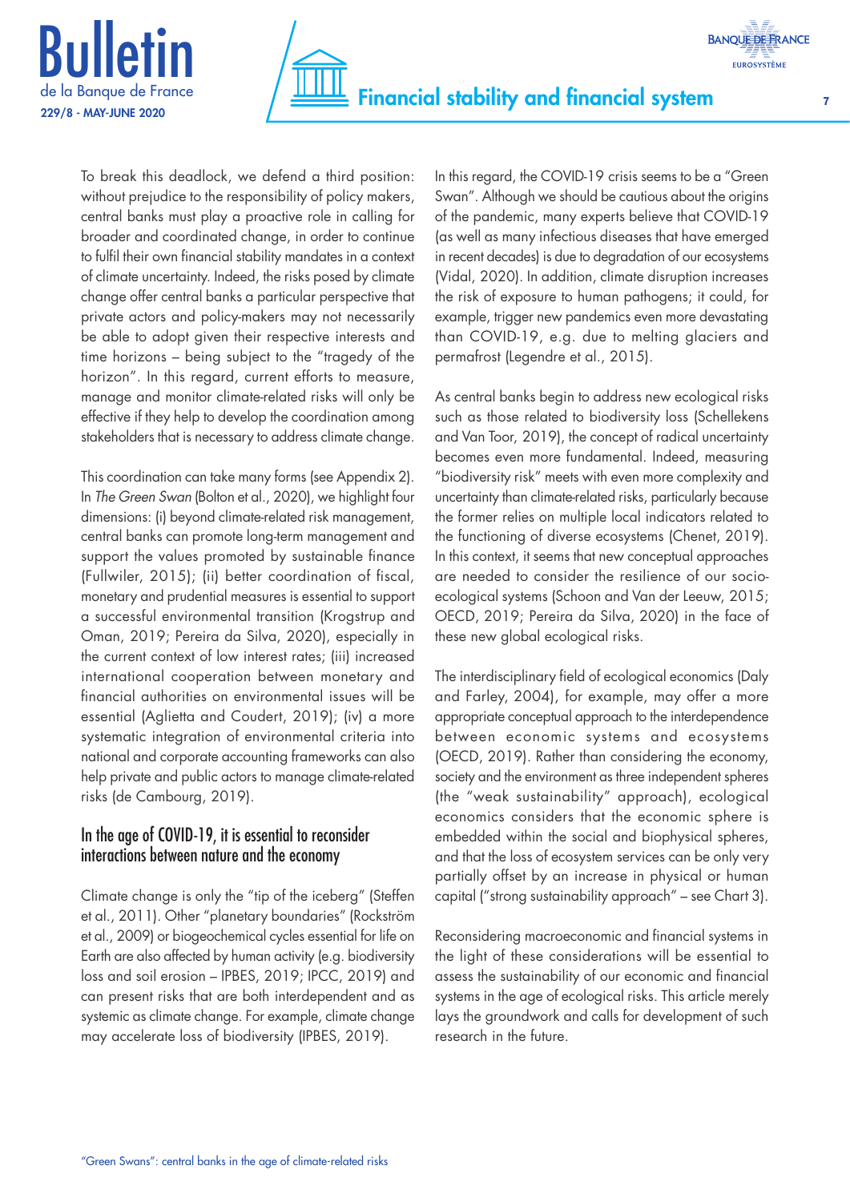To break this deadlock, we defend a third position: without prejudice to the responsibility of policy makers, central banks must play a proactive role in calling for broader and coordinated change, in order to continue to fulfil their own financial stability mandates in a context of climate uncertainty. Indeed, the risks posed by climate change offer central banks a particular perspective that private actors and policy-makers may not necessarily be able to adopt given their respective interests and time horizons – being subject to the "tragedy of the horizon". In this regard, current efforts to measure, manage and monitor climate-related risks will only be effective if they help to develop the coordination among stakeholders that is necessary to address climate change.

This coordination can take many forms (see Appendix 2). In *The Green Swan* (Bolton et al., 2020), we highlight four dimensions: (i) beyond climate-related risk management, central banks can promote long-term management and support the values promoted by sustainable finance (Fullwiler, 2015); (ii) better coordination of fiscal, monetary and prudential measures is essential to support a successful environmental transition (Krogstrup and Oman, 2019; Pereira da Silva, 2020), especially in the current context of low interest rates; (iii) increased international cooperation between monetary and financial authorities on environmental issues will be essential (Aglietta and Coudert, 2019); (iv) a more systematic integration of environmental criteria into national and corporate accounting frameworks can also help private and public actors to manage climate-related risks (de Cambourg, 2019).

## In the age of COVID-19, it is essential to reconsider interactions between nature and the economy

Climate change is only the "tip of the iceberg" (Steffen et al., 2011). Other "planetary boundaries" (Rockström et al., 2009) or biogeochemical cycles essential for life on Earth are also affected by human activity (e.g. biodiversity loss and soil erosion – IPBES, 2019; IPCC, 2019) and can present risks that are both interdependent and as systemic as climate change. For example, climate change may accelerate loss of biodiversity (IPBES, 2019).

In this regard, the COVID-19 crisis seems to be a "Green Swan". Although we should be cautious about the origins of the pandemic, many experts believe that COVID-19 (as well as many infectious diseases that have emerged in recent decades) is due to degradation of our ecosystems (Vidal, 2020). In addition, climate disruption increases the risk of exposure to human pathogens; it could, for example, trigger new pandemics even more devastating than COVID-19, e.g. due to melting glaciers and permafrost (Legendre et al., 2015).

As central banks begin to address new ecological risks such as those related to biodiversity loss (Schellekens and Van Toor, 2019), the concept of radical uncertainty becomes even more fundamental. Indeed, measuring "biodiversity risk" meets with even more complexity and uncertainty than climate-related risks, particularly because the former relies on multiple local indicators related to the functioning of diverse ecosystems (Chenet, 2019). In this context, it seems that new conceptual approaches are needed to consider the resilience of our socio-ecological systems (Schoon and Van der Leeuw, 2015; OECD, 2019; Pereira da Silva, 2020) in the face of these new global ecological risks.

The interdisciplinary field of ecological economics (Daly and Farley, 2004), for example, may offer a more appropriate conceptual approach to the interdependence between economic systems and ecosystems (OECD, 2019). Rather than considering the economy, society and the environment as three independent spheres (the "weak sustainability" approach), ecological economics considers that the economic sphere is embedded within the social and biophysical spheres, and that the loss of ecosystem services can be only very partially offset by an increase in physical or human capital ("strong sustainability approach" – see Chart 3).

Reconsidering macroeconomic and financial systems in the light of these considerations will be essential to assess the sustainability of our economic and financial systems in the age of ecological risks. This article merely lays the groundwork and calls for development of such research in the future.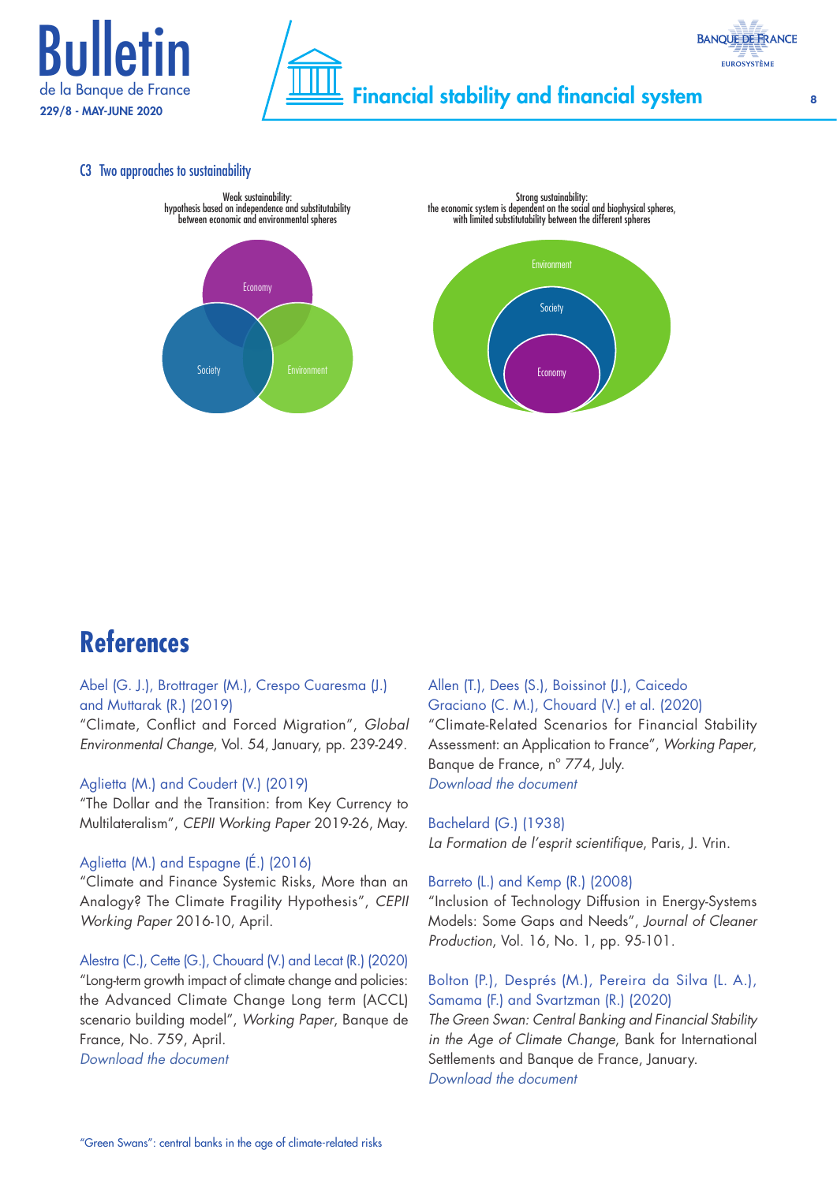C3 Two approaches to sustainability

Weak sustainability: hypothesis based on independence and substitutability between economic and environmental spheres

Economy

Society

Environment

Strong sustainability: the economic system is dependent on the social and biophysical spheres, with limited substitutability between the different spheres

Environment

Society

Economy

# References

Abel (G. J.), Brottrager (M.), Crespo Cuaresma (J.) and Muttarak (R.) (2019)
"Climate, Conflict and Forced Migration", *Global Environmental Change*, Vol. 54, January, pp. 239-249.

Aglietta (M.) and Coudert (V.) (2019)
"The Dollar and the Transition: from Key Currency to Multilateralism", *CEPII Working Paper* 2019-26, May.

Aglietta (M.) and Espagne (É.) (2016)
"Climate and Finance Systemic Risks, More than an Analogy? The Climate Fragility Hypothesis", *CEPII Working Paper* 2016-10, April.

Alestra (C.), Cette (G.), Chouard (V.) and Lecat (R.) (2020)
"Long-term growth impact of climate change and policies: the Advanced Climate Change Long term (ACCL) scenario building model", *Working Paper*, Banque de France, No. 759, April.
*Download the document*

Allen (T.), Dees (S.), Boissinot (J.), Caicedo Graciano (C. M.), Chouard (V.) et al. (2020)
"Climate-Related Scenarios for Financial Stability Assessment: an Application to France", *Working Paper*, Banque de France, n° 774, July.
*Download the document*

Bachelard (G.) (1938)
*La Formation de l'esprit scientifique*, Paris, J. Vrin.

Barreto (L.) and Kemp (R.) (2008)
"Inclusion of Technology Diffusion in Energy-Systems Models: Some Gaps and Needs", *Journal of Cleaner Production*, Vol. 16, No. 1, pp. 95-101.

Bolton (P.), Després (M.), Pereira da Silva (L. A.), Samama (F.) and Svartzman (R.) (2020)
*The Green Swan: Central Banking and Financial Stability in the Age of Climate Change*, Bank for International Settlements and Banque de France, January.
*Download the document*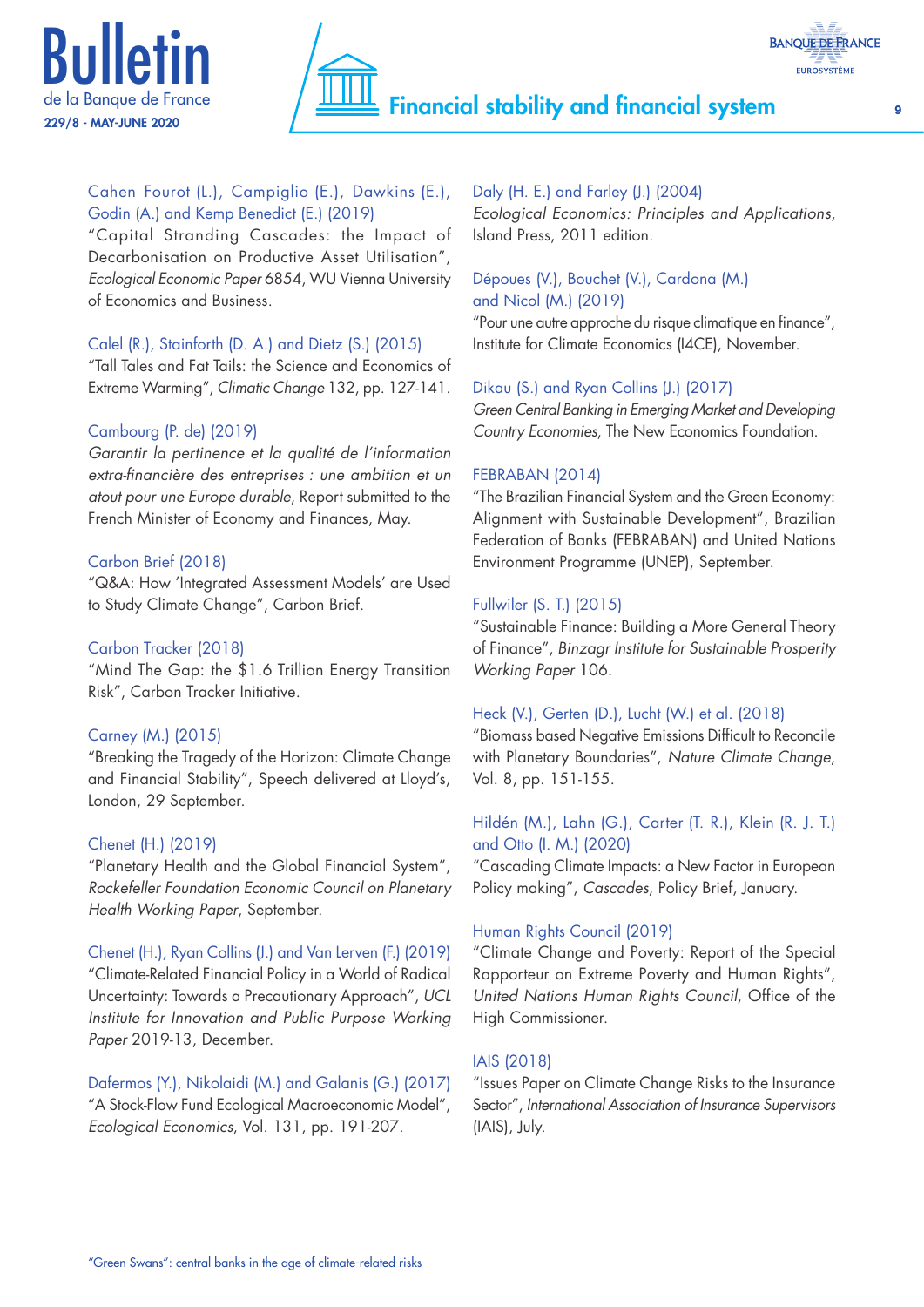Cahen Fourot (L.), Campiglio (E.), Dawkins (E.), Godin (A.) and Kemp Benedict (E.) (2019)
"Capital Stranding Cascades: the Impact of Decarbonisation on Productive Asset Utilisation", *Ecological Economic Paper* 6854, WU Vienna University of Economics and Business.

Calel (R.), Stainforth (D. A.) and Dietz (S.) (2015)
"Tall Tales and Fat Tails: the Science and Economics of Extreme Warming", *Climatic Change* 132, pp. 127-141.

Cambourg (P. de) (2019)
*Garantir la pertinence et la qualité de l'information extra-financière des entreprises : une ambition et un atout pour une Europe durable*, Report submitted to the French Minister of Economy and Finances, May.

Carbon Brief (2018)
"Q&A: How 'Integrated Assessment Models' are Used to Study Climate Change", Carbon Brief.

Carbon Tracker (2018)
"Mind The Gap: the $1.6 Trillion Energy Transition Risk", Carbon Tracker Initiative.

Carney (M.) (2015)
"Breaking the Tragedy of the Horizon: Climate Change and Financial Stability", Speech delivered at Lloyd's, London, 29 September.

Chenet (H.) (2019)
"Planetary Health and the Global Financial System", *Rockefeller Foundation Economic Council on Planetary Health Working Paper*, September.

Chenet (H.), Ryan Collins (J.) and Van Lerven (F.) (2019)
"Climate-Related Financial Policy in a World of Radical Uncertainty: Towards a Precautionary Approach", *UCL Institute for Innovation and Public Purpose Working Paper* 2019-13, December.

Dafermos (Y.), Nikolaidi (M.) and Galanis (G.) (2017)
"A Stock-Flow Fund Ecological Macroeconomic Model", *Ecological Economics*, Vol. 131, pp. 191-207.

Daly (H. E.) and Farley (J.) (2004)
*Ecological Economics: Principles and Applications*, Island Press, 2011 edition.

Dépoues (V.), Bouchet (V.), Cardona (M.) and Nicol (M.) (2019)
"Pour une autre approche du risque climatique en finance", Institute for Climate Economics (I4CE), November.

Dikau (S.) and Ryan Collins (J.) (2017)
*Green Central Banking in Emerging Market and Developing Country Economies*, The New Economics Foundation.

FEBRABAN (2014)
"The Brazilian Financial System and the Green Economy: Alignment with Sustainable Development", Brazilian Federation of Banks (FEBRABAN) and United Nations Environment Programme (UNEP), September.

Fullwiler (S. T.) (2015)
"Sustainable Finance: Building a More General Theory of Finance", *Binzagr Institute for Sustainable Prosperity Working Paper* 106.

Heck (V.), Gerten (D.), Lucht (W.) et al. (2018)
"Biomass based Negative Emissions Difficult to Reconcile with Planetary Boundaries", *Nature Climate Change*, Vol. 8, pp. 151-155.

Hildén (M.), Lahn (G.), Carter (T. R.), Klein (R. J. T.) and Otto (I. M.) (2020)
"Cascading Climate Impacts: a New Factor in European Policy making", *Cascades*, Policy Brief, January.

Human Rights Council (2019)
"Climate Change and Poverty: Report of the Special Rapporteur on Extreme Poverty and Human Rights", *United Nations Human Rights Council*, Office of the High Commissioner.

IAIS (2018)
"Issues Paper on Climate Change Risks to the Insurance Sector", *International Association of Insurance Supervisors* (IAIS), July.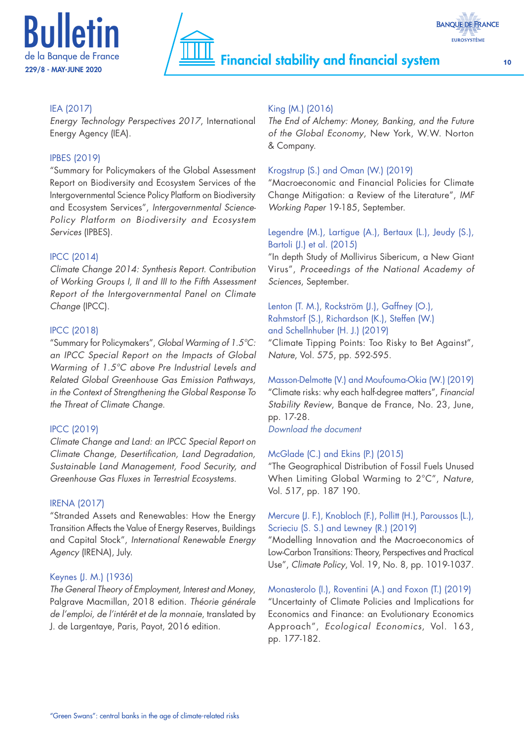IEA (2017)
*Energy Technology Perspectives 2017*, International Energy Agency (IEA).

IPBES (2019)
"Summary for Policymakers of the Global Assessment Report on Biodiversity and Ecosystem Services of the Intergovernmental Science Policy Platform on Biodiversity and Ecosystem Services", *Intergovernmental Science-Policy Platform on Biodiversity and Ecosystem Services* (IPBES).

IPCC (2014)
*Climate Change 2014: Synthesis Report. Contribution of Working Groups I, II and III to the Fifth Assessment Report of the Intergovernmental Panel on Climate Change* (IPCC).

IPCC (2018)
"Summary for Policymakers", *Global Warming of 1.5°C: an IPCC Special Report on the Impacts of Global Warming of 1.5°C above Pre Industrial Levels and Related Global Greenhouse Gas Emission Pathways, in the Context of Strengthening the Global Response To the Threat of Climate Change.*

IPCC (2019)
*Climate Change and Land: an IPCC Special Report on Climate Change, Desertification, Land Degradation, Sustainable Land Management, Food Security, and Greenhouse Gas Fluxes in Terrestrial Ecosystems.*

IRENA (2017)
"Stranded Assets and Renewables: How the Energy Transition Affects the Value of Energy Reserves, Buildings and Capital Stock", *International Renewable Energy Agency* (IRENA), July.

Keynes (J. M.) (1936)
*The General Theory of Employment, Interest and Money*, Palgrave Macmillan, 2018 edition. *Théorie générale de l'emploi, de l'intérêt et de la monnaie*, translated by J. de Largentaye, Paris, Payot, 2016 edition.

King (M.) (2016)
*The End of Alchemy: Money, Banking, and the Future of the Global Economy*, New York, W.W. Norton & Company.

Krogstrup (S.) and Oman (W.) (2019)
"Macroeconomic and Financial Policies for Climate Change Mitigation: a Review of the Literature", *IMF Working Paper* 19-185, September.

Legendre (M.), Lartigue (A.), Bertaux (L.), Jeudy (S.), Bartoli (J.) et al. (2015)
"In depth Study of Mollivirus Sibericum, a New Giant Virus", *Proceedings of the National Academy of Sciences*, September.

Lenton (T. M.), Rockström (J.), Gaffney (O.), Rahmstorf (S.), Richardson (K.), Steffen (W.) and Schellnhuber (H. J.) (2019)
"Climate Tipping Points: Too Risky to Bet Against", *Nature*, Vol. 575, pp. 592-595.

Masson-Delmotte (V.) and Moufouma-Okia (W.) (2019)
"Climate risks: why each half-degree matters", *Financial Stability Review*, Banque de France, No. 23, June, pp. 17-28.
*Download the document*

McGlade (C.) and Ekins (P.) (2015)
"The Geographical Distribution of Fossil Fuels Unused When Limiting Global Warming to 2°C", *Nature*, Vol. 517, pp. 187 190.

Mercure (J. F.), Knobloch (F.), Pollitt (H.), Paroussos (L.), Scrieciu (S. S.) and Lewney (R.) (2019)
"Modelling Innovation and the Macroeconomics of Low-Carbon Transitions: Theory, Perspectives and Practical Use", *Climate Policy*, Vol. 19, No. 8, pp. 1019-1037.

Monasterolo (I.), Roventini (A.) and Foxon (T.) (2019)
"Uncertainty of Climate Policies and Implications for Economics and Finance: an Evolutionary Economics Approach", *Ecological Economics*, Vol. 163, pp. 177-182.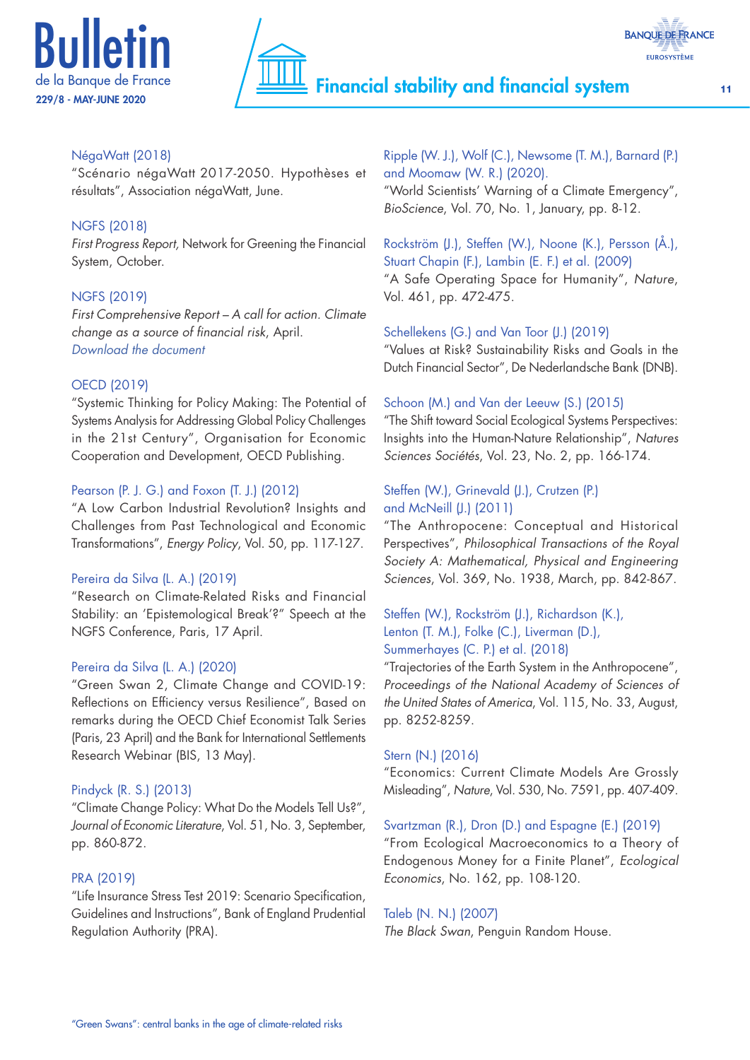NégaWatt (2018)
"Scénario négaWatt 2017-2050. Hypothèses et résultats", Association négaWatt, June.

NGFS (2018)
*First Progress Report,* Network for Greening the Financial System, October.

NGFS (2019)
*First Comprehensive Report – A call for action. Climate change as a source of financial risk*, April.
*Download the document*

OECD (2019)
"Systemic Thinking for Policy Making: The Potential of Systems Analysis for Addressing Global Policy Challenges in the 21st Century", Organisation for Economic Cooperation and Development, OECD Publishing.

Pearson (P. J. G.) and Foxon (T. J.) (2012)
"A Low Carbon Industrial Revolution? Insights and Challenges from Past Technological and Economic Transformations", *Energy Policy*, Vol. 50, pp. 117-127.

Pereira da Silva (L. A.) (2019)
"Research on Climate-Related Risks and Financial Stability: an 'Epistemological Break'?" Speech at the NGFS Conference, Paris, 17 April.

Pereira da Silva (L. A.) (2020)
"Green Swan 2, Climate Change and COVID-19: Reflections on Efficiency versus Resilience", Based on remarks during the OECD Chief Economist Talk Series (Paris, 23 April) and the Bank for International Settlements Research Webinar (BIS, 13 May).

Pindyck (R. S.) (2013)
"Climate Change Policy: What Do the Models Tell Us?", *Journal of Economic Literature*, Vol. 51, No. 3, September, pp. 860-872.

PRA (2019)
"Life Insurance Stress Test 2019: Scenario Specification, Guidelines and Instructions", Bank of England Prudential Regulation Authority (PRA).

Ripple (W. J.), Wolf (C.), Newsome (T. M.), Barnard (P.) and Moomaw (W. R.) (2020).
"World Scientists' Warning of a Climate Emergency", *BioScience*, Vol. 70, No. 1, January, pp. 8-12.

Rockström (J.), Steffen (W.), Noone (K.), Persson (Å.), Stuart Chapin (F.), Lambin (E. F.) et al. (2009)
"A Safe Operating Space for Humanity", *Nature*, Vol. 461, pp. 472-475.

Schellekens (G.) and Van Toor (J.) (2019)
"Values at Risk? Sustainability Risks and Goals in the Dutch Financial Sector", De Nederlandsche Bank (DNB).

Schoon (M.) and Van der Leeuw (S.) (2015)
"The Shift toward Social Ecological Systems Perspectives: Insights into the Human-Nature Relationship", *Natures Sciences Sociétés*, Vol. 23, No. 2, pp. 166-174.

Steffen (W.), Grinevald (J.), Crutzen (P.) and McNeill (J.) (2011)
"The Anthropocene: Conceptual and Historical Perspectives", *Philosophical Transactions of the Royal Society A: Mathematical, Physical and Engineering Sciences*, Vol. 369, No. 1938, March, pp. 842-867.

Steffen (W.), Rockström (J.), Richardson (K.), Lenton (T. M.), Folke (C.), Liverman (D.), Summerhayes (C. P.) et al. (2018)
"Trajectories of the Earth System in the Anthropocene", *Proceedings of the National Academy of Sciences of the United States of America*, Vol. 115, No. 33, August, pp. 8252-8259.

Stern (N.) (2016)
"Economics: Current Climate Models Are Grossly Misleading", *Nature*, Vol. 530, No. 7591, pp. 407-409.

Svartzman (R.), Dron (D.) and Espagne (E.) (2019)
"From Ecological Macroeconomics to a Theory of Endogenous Money for a Finite Planet", *Ecological Economics*, No. 162, pp. 108-120.

Taleb (N. N.) (2007)
*The Black Swan*, Penguin Random House.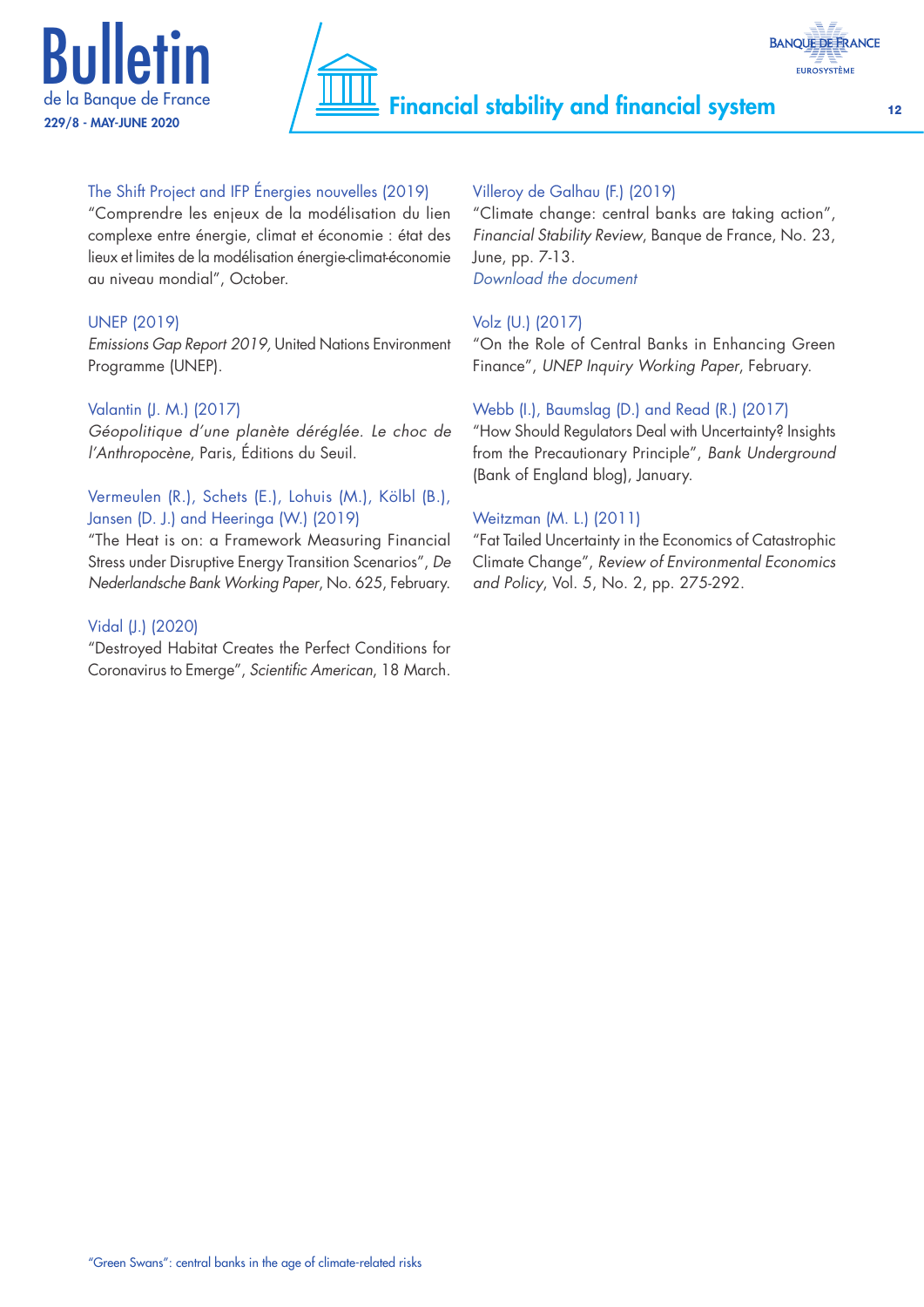The Shift Project and IFP Énergies nouvelles (2019)
"Comprendre les enjeux de la modélisation du lien complexe entre énergie, climat et économie : état des lieux et limites de la modélisation énergie-climat-économie au niveau mondial", October.

UNEP (2019)
*Emissions Gap Report 2019*, United Nations Environment Programme (UNEP).

Valantin (J. M.) (2017)
*Géopolitique d'une planète déréglée. Le choc de l'Anthropocène*, Paris, Éditions du Seuil.

Vermeulen (R.), Schets (E.), Lohuis (M.), Kölbl (B.), Jansen (D. J.) and Heeringa (W.) (2019)
"The Heat is on: a Framework Measuring Financial Stress under Disruptive Energy Transition Scenarios", *De Nederlandsche Bank Working Paper*, No. 625, February.

Vidal (J.) (2020)
"Destroyed Habitat Creates the Perfect Conditions for Coronavirus to Emerge", *Scientific American*, 18 March.

Villeroy de Galhau (F.) (2019)
"Climate change: central banks are taking action", *Financial Stability Review*, Banque de France, No. 23, June, pp. 7-13.
*Download the document*

Volz (U.) (2017)
"On the Role of Central Banks in Enhancing Green Finance", *UNEP Inquiry Working Paper*, February.

Webb (I.), Baumslag (D.) and Read (R.) (2017)
"How Should Regulators Deal with Uncertainty? Insights from the Precautionary Principle", *Bank Underground* (Bank of England blog), January.

Weitzman (M. L.) (2011)
"Fat Tailed Uncertainty in the Economics of Catastrophic Climate Change", *Review of Environmental Economics and Policy*, Vol. 5, No. 2, pp. 275-292.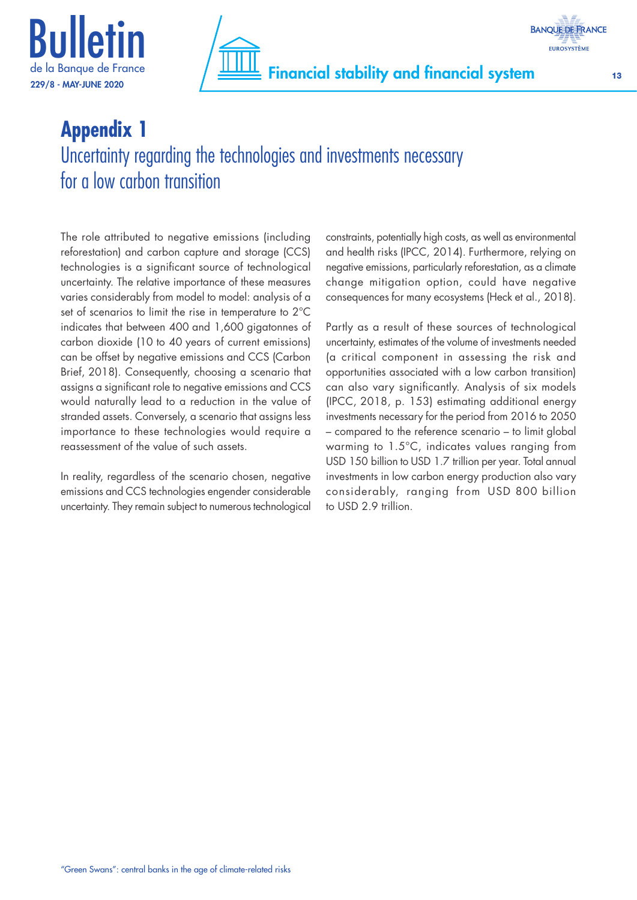# Appendix 1

## Uncertainty regarding the technologies and investments necessary for a low carbon transition

The role attributed to negative emissions (including reforestation) and carbon capture and storage (CCS) technologies is a significant source of technological uncertainty. The relative importance of these measures varies considerably from model to model: analysis of a set of scenarios to limit the rise in temperature to 2°C indicates that between 400 and 1,600 gigatonnes of carbon dioxide (10 to 40 years of current emissions) can be offset by negative emissions and CCS (Carbon Brief, 2018). Consequently, choosing a scenario that assigns a significant role to negative emissions and CCS would naturally lead to a reduction in the value of stranded assets. Conversely, a scenario that assigns less importance to these technologies would require a reassessment of the value of such assets.

In reality, regardless of the scenario chosen, negative emissions and CCS technologies engender considerable uncertainty. They remain subject to numerous technological constraints, potentially high costs, as well as environmental and health risks (IPCC, 2014). Furthermore, relying on negative emissions, particularly reforestation, as a climate change mitigation option, could have negative consequences for many ecosystems (Heck et al., 2018).

Partly as a result of these sources of technological uncertainty, estimates of the volume of investments needed (a critical component in assessing the risk and opportunities associated with a low carbon transition) can also vary significantly. Analysis of six models (IPCC, 2018, p. 153) estimating additional energy investments necessary for the period from 2016 to 2050 – compared to the reference scenario – to limit global warming to 1.5°C, indicates values ranging from USD 150 billion to USD 1.7 trillion per year. Total annual investments in low carbon energy production also vary considerably, ranging from USD 800 billion to USD 2.9 trillion.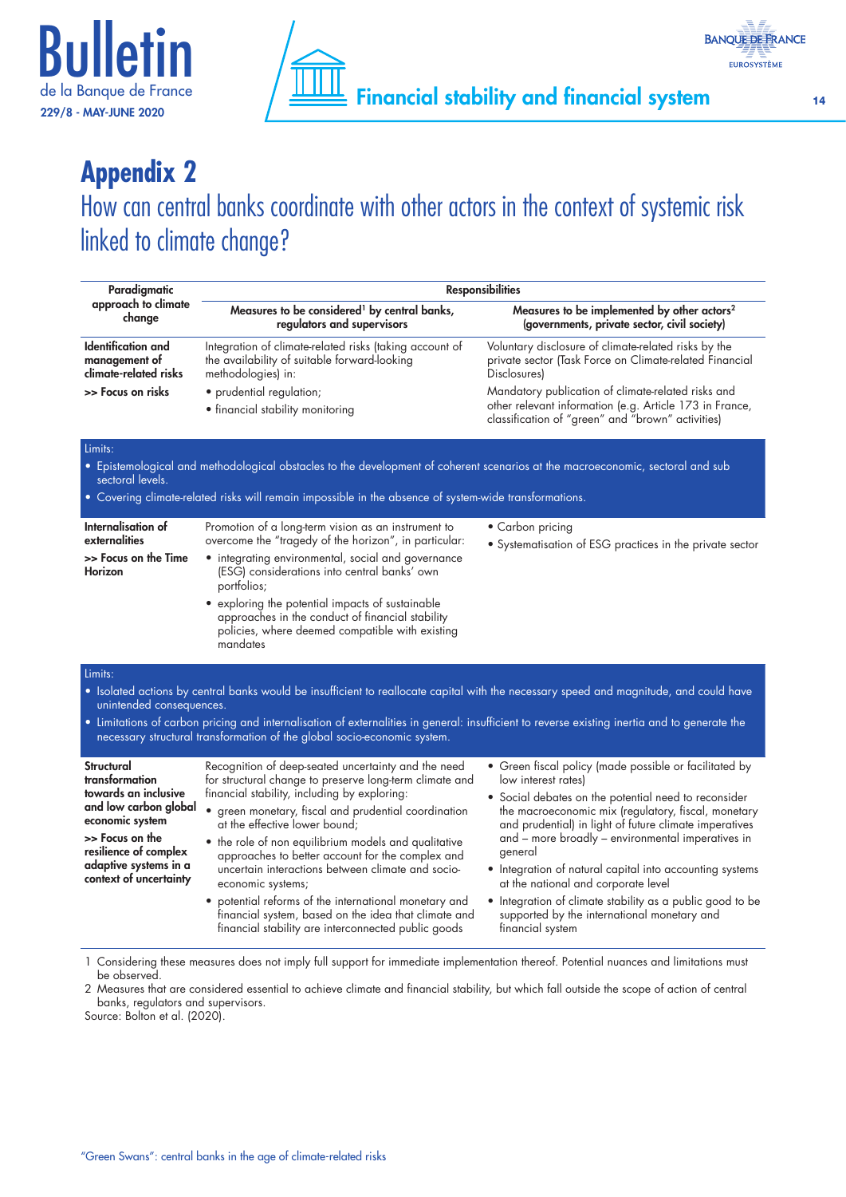# Appendix 2

## How can central banks coordinate with other actors in the context of systemic risk linked to climate change?

| Paradigmatic approach to climate change | Responsibilities | |
|---|---|---|
| | Measures to be considered[1] by central banks, regulators and supervisors | Measures to be implemented by other actors[2] (governments, private sector, civil society) |
| **Identification and management of climate-related risks** <br> **>> Focus on risks** | Integration of climate-related risks (taking account of the availability of suitable forward-looking methodologies) in: <br> • prudential regulation; <br> • financial stability monitoring | Voluntary disclosure of climate-related risks by the private sector (Task Force on Climate-related Financial Disclosures) <br> Mandatory publication of climate-related risks and other relevant information (e.g. Article 173 in France, classification of "green" and "brown" activities) |
| Limits: <br> • Epistemological and methodological obstacles to the development of coherent scenarios at the macroeconomic, sectoral and sub sectoral levels. <br> • Covering climate-related risks will remain impossible in the absence of system-wide transformations. | | |
| **Internalisation of externalities** <br> **>> Focus on the Time Horizon** | Promotion of a long-term vision as an instrument to overcome the "tragedy of the horizon", in particular: <br> • integrating environmental, social and governance (ESG) considerations into central banks' own portfolios; <br> • exploring the potential impacts of sustainable approaches in the conduct of financial stability policies, where deemed compatible with existing mandates | • Carbon pricing <br> • Systematisation of ESG practices in the private sector |
| Limits: <br> • Isolated actions by central banks would be insufficient to reallocate capital with the necessary speed and magnitude, and could have unintended consequences. <br> • Limitations of carbon pricing and internalisation of externalities in general: insufficient to reverse existing inertia and to generate the necessary structural transformation of the global socio-economic system. | | |
| **Structural transformation towards an inclusive and low carbon global economic system** <br> **>> Focus on the resilience of complex adaptive systems in a context of uncertainty** | Recognition of deep-seated uncertainty and the need for structural change to preserve long-term climate and financial stability, including by exploring: <br> • green monetary, fiscal and prudential coordination at the effective lower bound; <br> • the role of non equilibrium models and qualitative approaches to better account for the complex and uncertain interactions between climate and socio-economic systems; <br> • potential reforms of the international monetary and financial system, based on the idea that climate and financial stability are interconnected public goods | • Green fiscal policy (made possible or facilitated by low interest rates) <br> • Social debates on the potential need to reconsider the macroeconomic mix (regulatory, fiscal, monetary and prudential) in light of future climate imperatives and – more broadly – environmental imperatives in general <br> • Integration of natural capital into accounting systems at the national and corporate level <br> • Integration of climate stability as a public good to be supported by the international monetary and financial system |

1 Considering these measures does not imply full support for immediate implementation thereof. Potential nuances and limitations must be observed.

2 Measures that are considered essential to achieve climate and financial stability, but which fall outside the scope of action of central banks, regulators and supervisors.

Source: Bolton et al. (2020).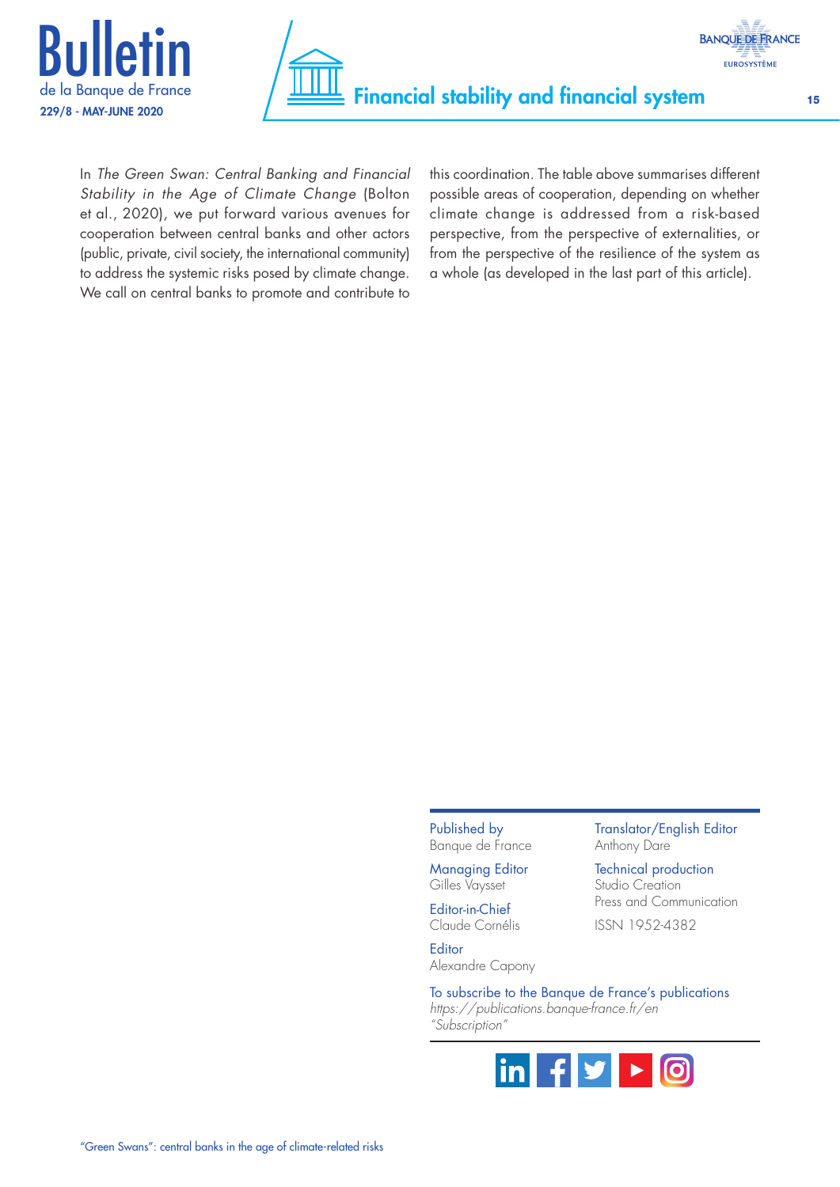In *The Green Swan: Central Banking and Financial Stability in the Age of Climate Change* (Bolton et al., 2020), we put forward various avenues for cooperation between central banks and other actors (public, private, civil society, the international community) to address the systemic risks posed by climate change. We call on central banks to promote and contribute to this coordination. The table above summarises different possible areas of cooperation, depending on whether climate change is addressed from a risk-based perspective, from the perspective of externalities, or from the perspective of the resilience of the system as a whole (as developed in the last part of this article).

Published by
Banque de France

Managing Editor
Gilles Vaysset

Editor-in-Chief
Claude Cornélis

Editor
Alexandre Capony

Translator/English Editor
Anthony Dare

Technical production
Studio Creation
Press and Communication

ISSN 1952-4382

To subscribe to the Banque de France's publications
*https://publications.banque-france.fr/en*
*"Subscription"*